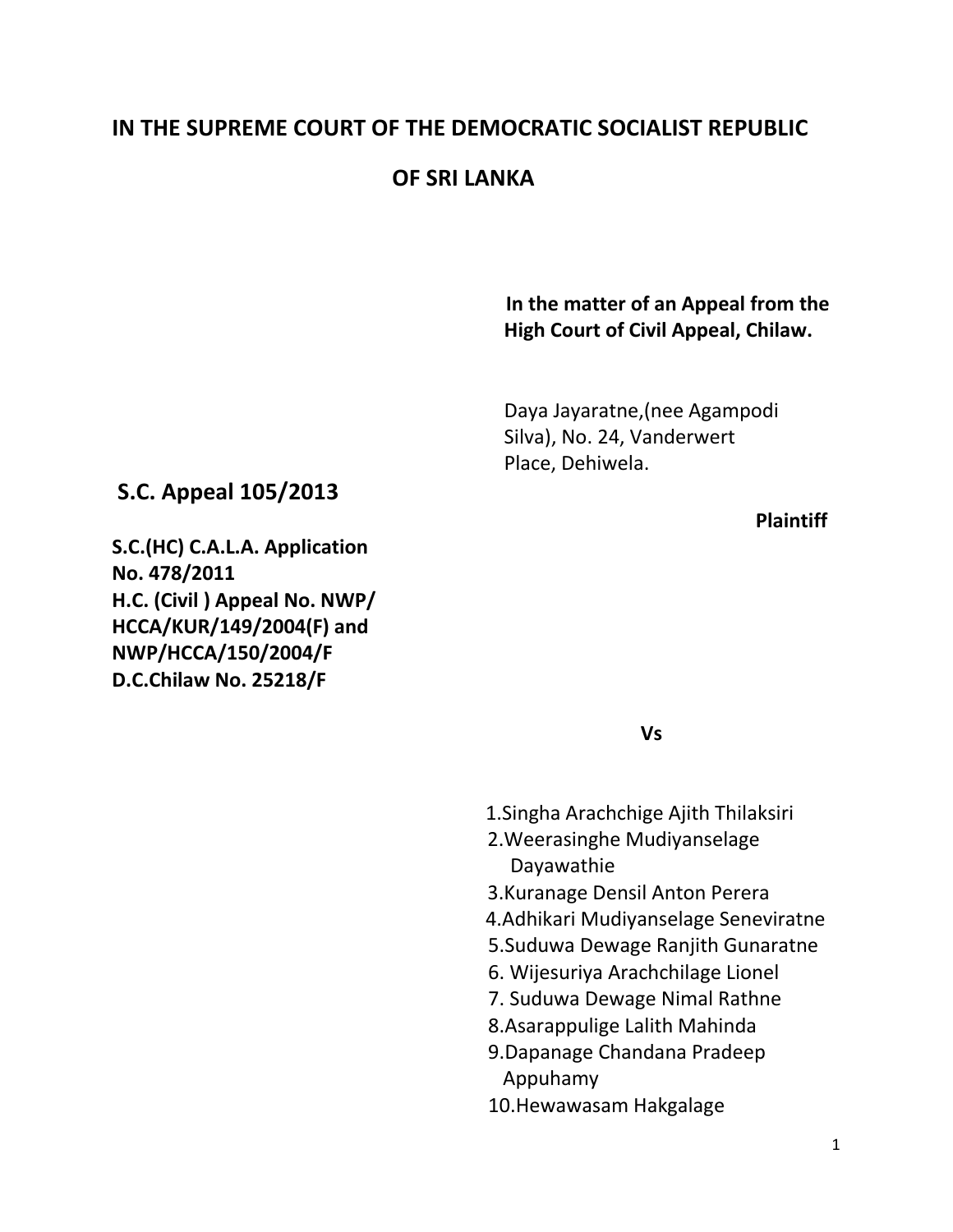# IN THE SUPREME COURT OF THE DEMOCRATIC SOCIALIST REPUBLIC OF SRI LANKA

**In the matter of an Appeal from the High Court of Civil Appeal, Chilaw.**

Daya Jayaratne,(nee Agampodi Silva), No. 24, Vanderwert Place, Dehiwela.

**Plaintiff**

## S.C. Appeal 105/2013

**S.C.(HC) C.A.L.A. Application No. 478/2011**
**H.C. (Civil ) Appeal No. NWP/ HCCA/KUR/149/2004(F) and NWP/HCCA/150/2004/F**
**D.C.Chilaw No. 25218/F**

**Vs**

1. Singha Arachchige Ajith Thilaksiri
2. Weerasinghe Mudiyanselage Dayawathie
3. Kuranage Densil Anton Perera
4. Adhikari Mudiyanselage Seneviratne
5. Suduwa Dewage Ranjith Gunaratne
6. Wijesuriya Arachchilage Lionel
7. Suduwa Dewage Nimal Rathne
8. Asarappulige Lalith Mahinda
9. Dapanage Chandana Pradeep Appuhamy
10. Hewawasam Hakgalage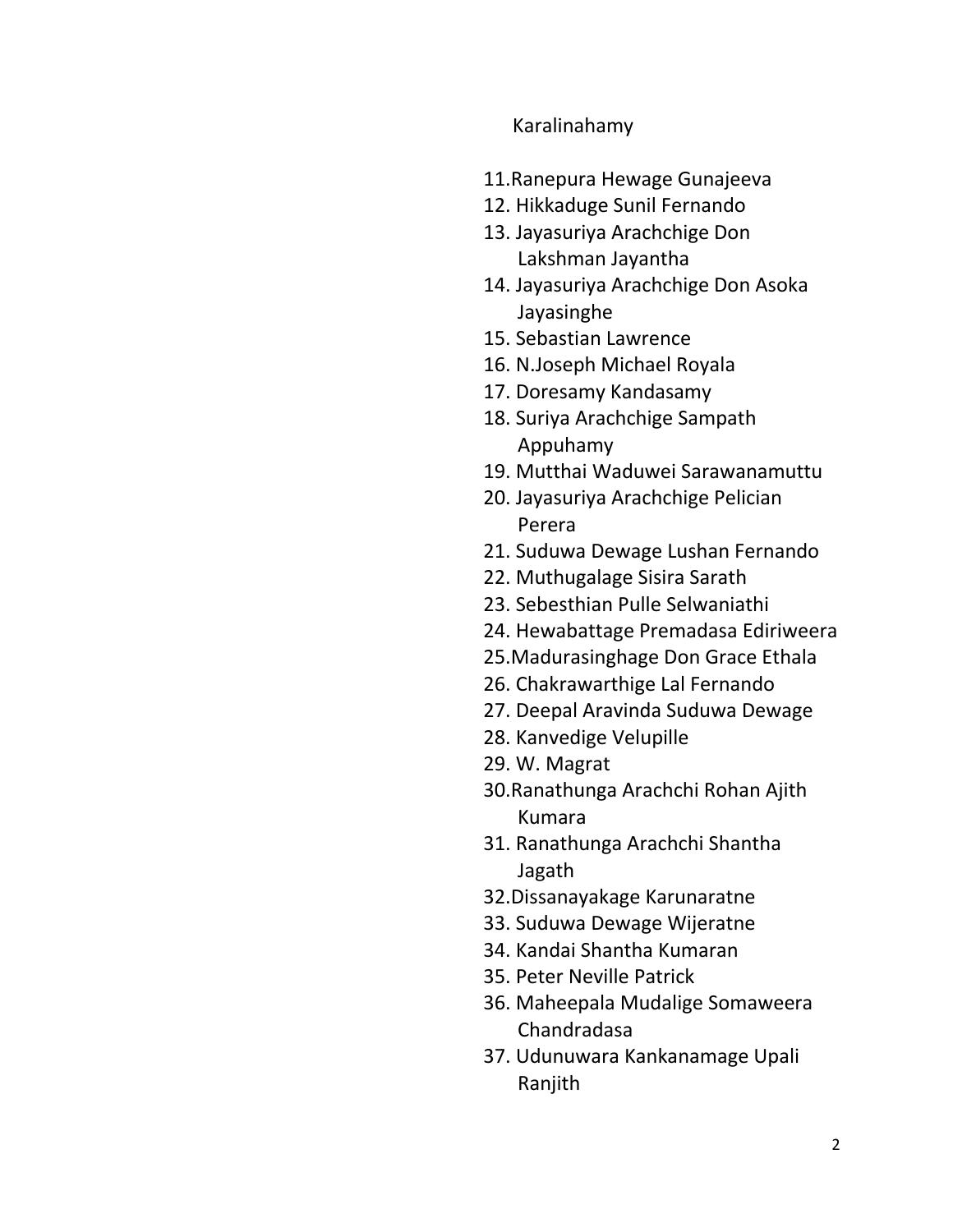Karalinahamy

11. Ranepura Hewage Gunajeeva
12. Hikkaduge Sunil Fernando
13. Jayasuriya Arachchige Don Lakshman Jayantha
14. Jayasuriya Arachchige Don Asoka Jayasinghe
15. Sebastian Lawrence
16. N.Joseph Michael Royala
17. Doresamy Kandasamy
18. Suriya Arachchige Sampath Appuhamy
19. Mutthai Waduwei Sarawanamuttu
20. Jayasuriya Arachchige Pelician Perera
21. Suduwa Dewage Lushan Fernando
22. Muthugalage Sisira Sarath
23. Sebesthian Pulle Selwaniathi
24. Hewabattage Premadasa Ediriweera
25. Madurasinghage Don Grace Ethala
26. Chakrawarthige Lal Fernando
27. Deepal Aravinda Suduwa Dewage
28. Kanvedige Velupille
29. W. Magrat
30. Ranathunga Arachchi Rohan Ajith Kumara
31. Ranathunga Arachchi Shantha Jagath
32. Dissanayakage Karunaratne
33. Suduwa Dewage Wijeratne
34. Kandai Shantha Kumaran
35. Peter Neville Patrick
36. Maheepala Mudalige Somaweera Chandradasa
37. Udunuwara Kankanamage Upali Ranjith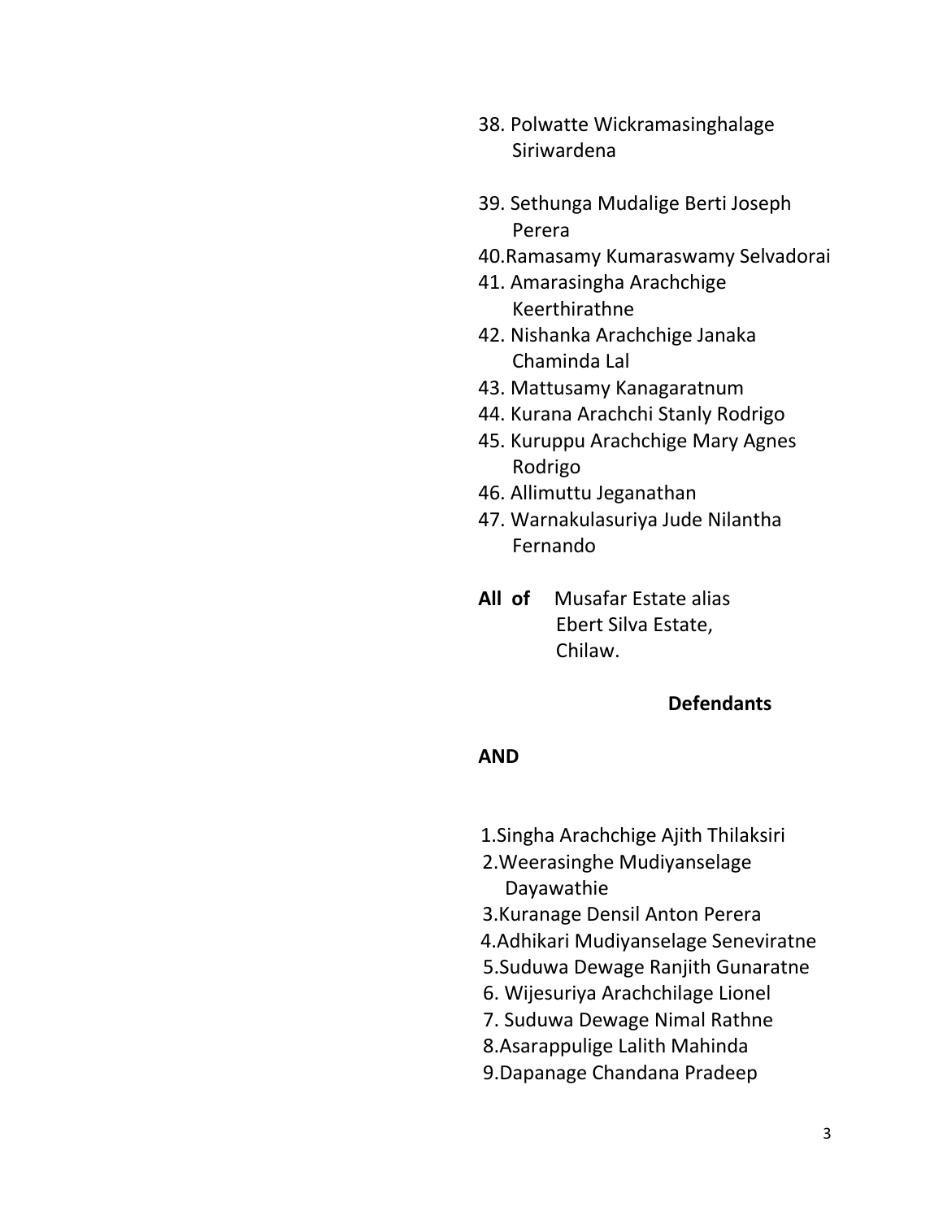38. Polwatte Wickramasinghalage Siriwardena

39. Sethunga Mudalige Berti Joseph Perera

40. Ramasamy Kumaraswamy Selvadorai

41. Amarasingha Arachchige Keerthirathne

42. Nishanka Arachchige Janaka Chaminda Lal

43. Mattusamy Kanagaratnum

44. Kurana Arachchi Stanly Rodrigo

45. Kuruppu Arachchige Mary Agnes Rodrigo

46. Allimuttu Jeganathan

47. Warnakulasuriya Jude Nilantha Fernando

**All of** Musafar Estate alias
Ebert Silva Estate,
Chilaw.

**Defendants**

**AND**

1. Singha Arachchige Ajith Thilaksiri
2. Weerasinghe Mudiyanselage Dayawathie
3. Kuranage Densil Anton Perera
4. Adhikari Mudiyanselage Seneviratne
5. Suduwa Dewage Ranjith Gunaratne
6. Wijesuriya Arachchilage Lionel
7. Suduwa Dewage Nimal Rathne
8. Asarappulige Lalith Mahinda
9. Dapanage Chandana Pradeep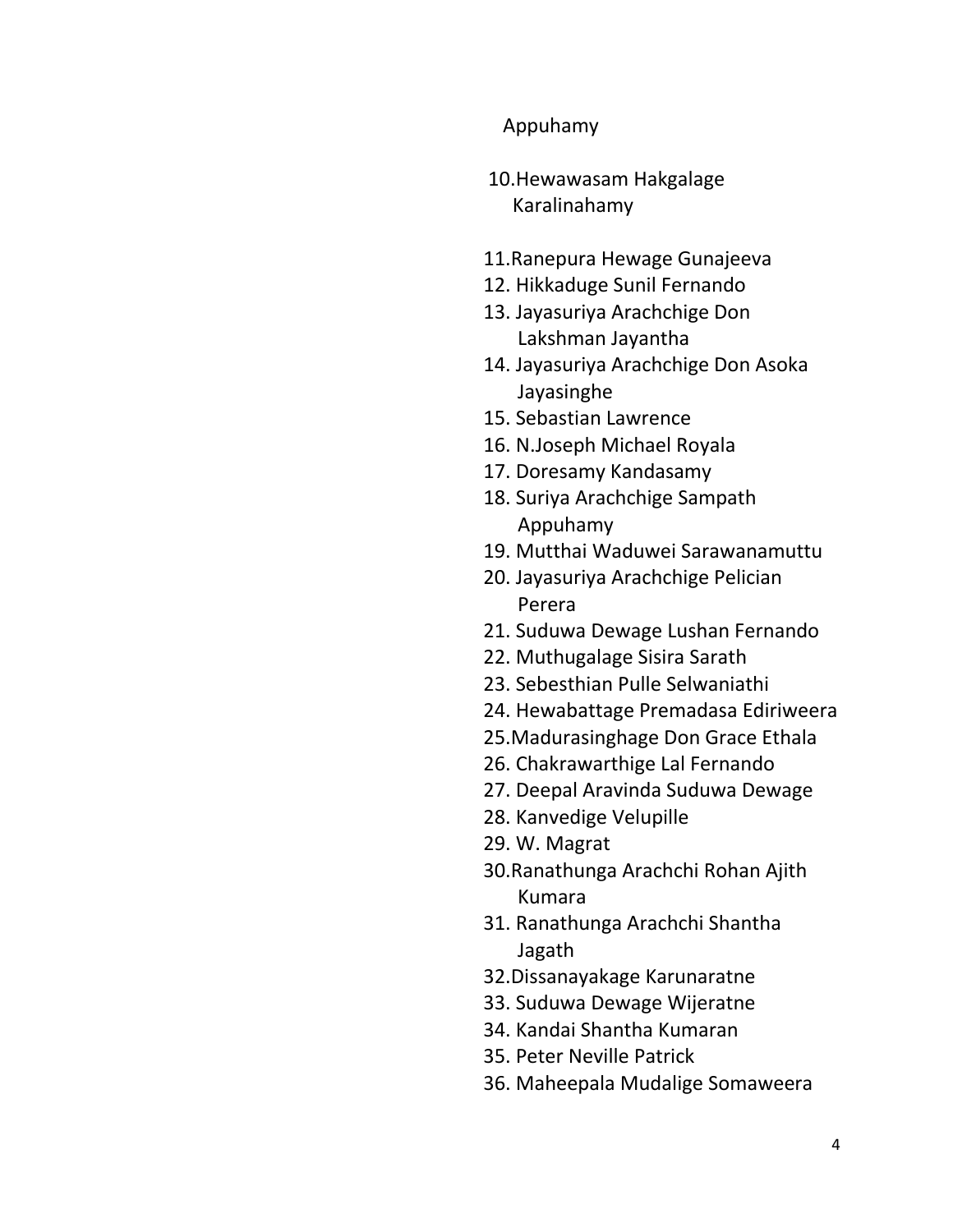Appuhamy

10. Hewawasam Hakgalage Karalinahamy

11. Ranepura Hewage Gunajeeva
12. Hikkaduge Sunil Fernando
13. Jayasuriya Arachchige Don Lakshman Jayantha
14. Jayasuriya Arachchige Don Asoka Jayasinghe
15. Sebastian Lawrence
16. N.Joseph Michael Royala
17. Doresamy Kandasamy
18. Suriya Arachchige Sampath Appuhamy
19. Mutthai Waduwei Sarawanamuttu
20. Jayasuriya Arachchige Pelician Perera
21. Suduwa Dewage Lushan Fernando
22. Muthugalage Sisira Sarath
23. Sebesthian Pulle Selwaniathi
24. Hewabattage Premadasa Ediriweera
25. Madurasinghage Don Grace Ethala
26. Chakrawarthige Lal Fernando
27. Deepal Aravinda Suduwa Dewage
28. Kanvedige Velupille
29. W. Magrat
30. Ranathunga Arachchi Rohan Ajith Kumara
31. Ranathunga Arachchi Shantha Jagath
32. Dissanayakage Karunaratne
33. Suduwa Dewage Wijeratne
34. Kandai Shantha Kumaran
35. Peter Neville Patrick
36. Maheepala Mudalige Somaweera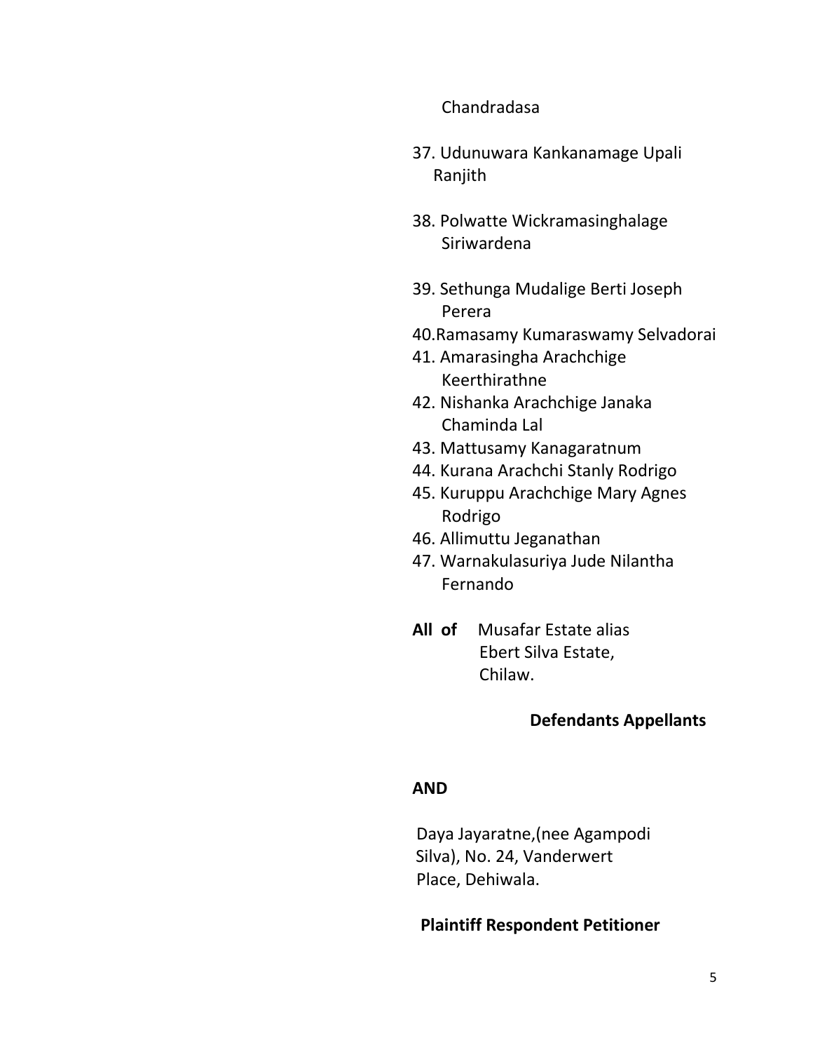Chandradasa

37. Udunuwara Kankanamage Upali Ranjith

38. Polwatte Wickramasinghalage Siriwardena

39. Sethunga Mudalige Berti Joseph Perera

40. Ramasamy Kumaraswamy Selvadorai

41. Amarasingha Arachchige Keerthirathne

42. Nishanka Arachchige Janaka Chaminda Lal

43. Mattusamy Kanagaratnum

44. Kurana Arachchi Stanly Rodrigo

45. Kuruppu Arachchige Mary Agnes Rodrigo

46. Allimuttu Jeganathan

47. Warnakulasuriya Jude Nilantha Fernando

**All of** Musafar Estate alias
Ebert Silva Estate,
Chilaw.

**Defendants Appellants**

**AND**

Daya Jayaratne,(nee Agampodi Silva), No. 24, Vanderwert Place, Dehiwala.

**Plaintiff Respondent Petitioner**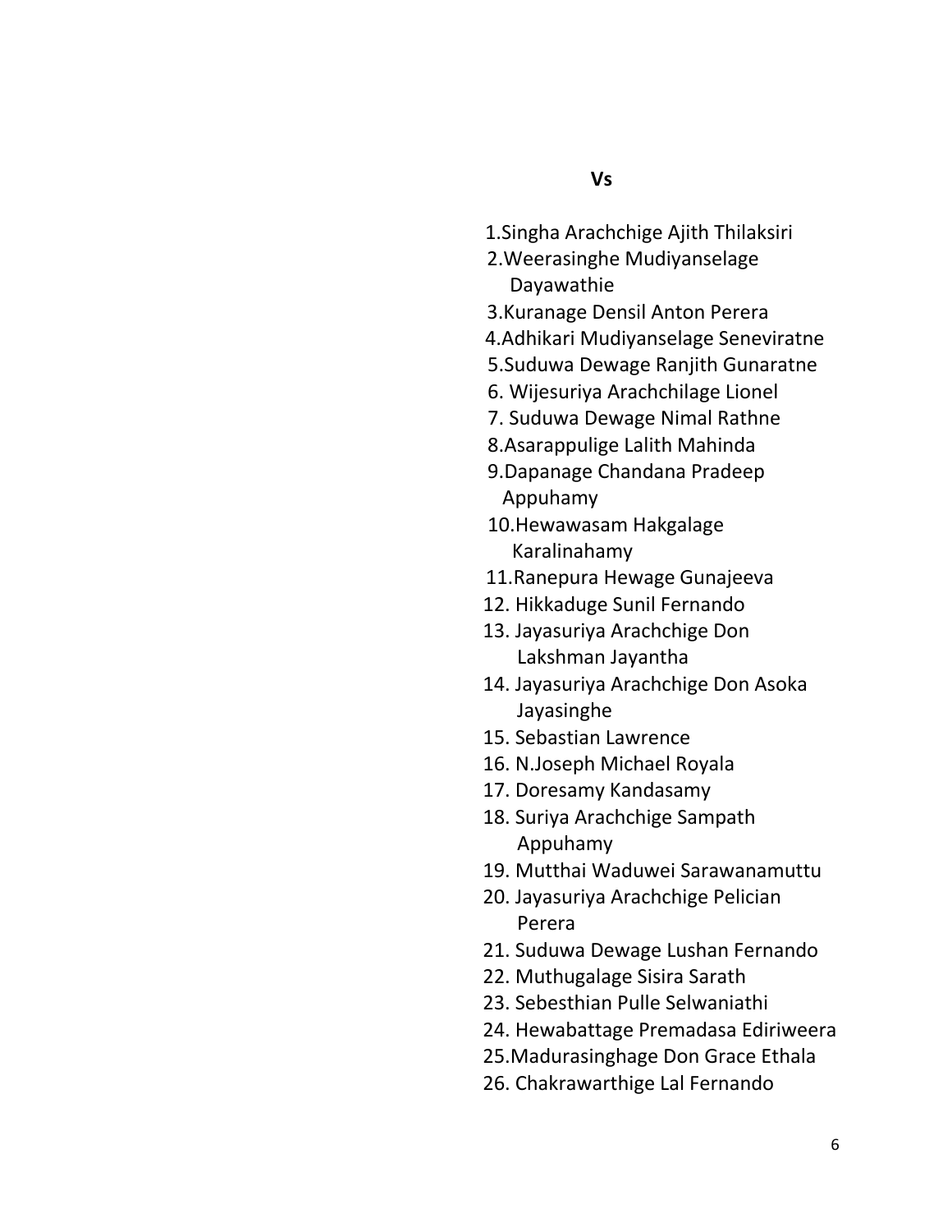**Vs**

1.Singha Arachchige Ajith Thilaksiri
2.Weerasinghe Mudiyanselage Dayawathie
3.Kuranage Densil Anton Perera
4.Adhikari Mudiyanselage Seneviratne
5.Suduwa Dewage Ranjith Gunaratne
6. Wijesuriya Arachchilage Lionel
7. Suduwa Dewage Nimal Rathne
8.Asarappulige Lalith Mahinda
9.Dapanage Chandana Pradeep Appuhamy
10.Hewawasam Hakgalage Karalinahamy
11.Ranepura Hewage Gunajeeva
12. Hikkaduge Sunil Fernando
13. Jayasuriya Arachchige Don Lakshman Jayantha
14. Jayasuriya Arachchige Don Asoka Jayasinghe
15. Sebastian Lawrence
16. N.Joseph Michael Royala
17. Doresamy Kandasamy
18. Suriya Arachchige Sampath Appuhamy
19. Mutthai Waduwei Sarawanamuttu
20. Jayasuriya Arachchige Pelician Perera
21. Suduwa Dewage Lushan Fernando
22. Muthugalage Sisira Sarath
23. Sebesthian Pulle Selwaniathi
24. Hewabattage Premadasa Ediriweera
25.Madurasinghage Don Grace Ethala
26. Chakrawarthige Lal Fernando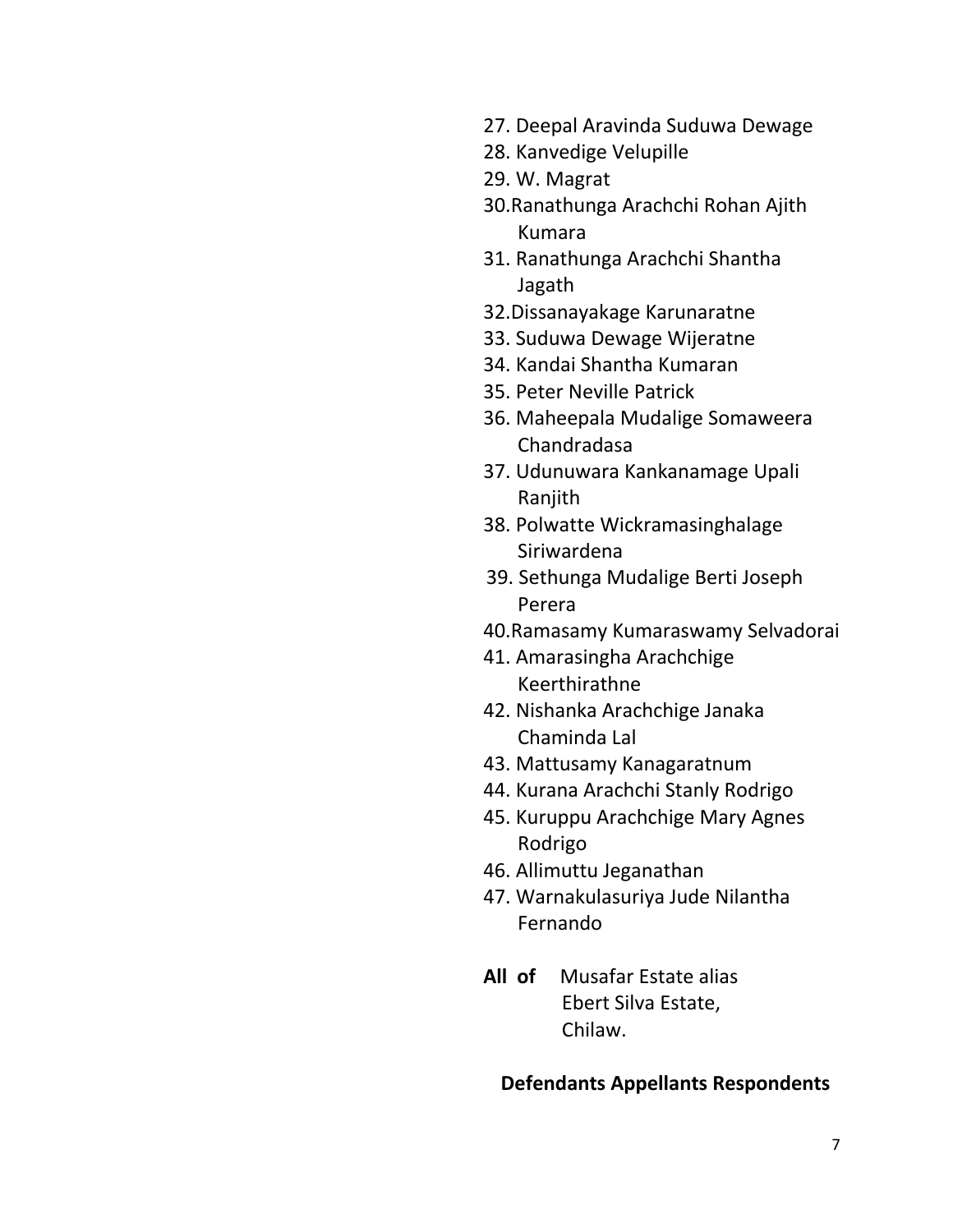27. Deepal Aravinda Suduwa Dewage
28. Kanvedige Velupille
29. W. Magrat
30. Ranathunga Arachchi Rohan Ajith Kumara
31. Ranathunga Arachchi Shantha Jagath
32. Dissanayakage Karunaratne
33. Suduwa Dewage Wijeratne
34. Kandai Shantha Kumaran
35. Peter Neville Patrick
36. Maheepala Mudalige Somaweera Chandradasa
37. Udunuwara Kankanamage Upali Ranjith
38. Polwatte Wickramasinghalage Siriwardena
39. Sethunga Mudalige Berti Joseph Perera
40. Ramasamy Kumaraswamy Selvadorai
41. Amarasingha Arachchige Keerthirathne
42. Nishanka Arachchige Janaka Chaminda Lal
43. Mattusamy Kanagaratnum
44. Kurana Arachchi Stanly Rodrigo
45. Kuruppu Arachchige Mary Agnes Rodrigo
46. Allimuttu Jeganathan
47. Warnakulasuriya Jude Nilantha Fernando

**All of** Musafar Estate alias
Ebert Silva Estate,
Chilaw.

**Defendants Appellants Respondents**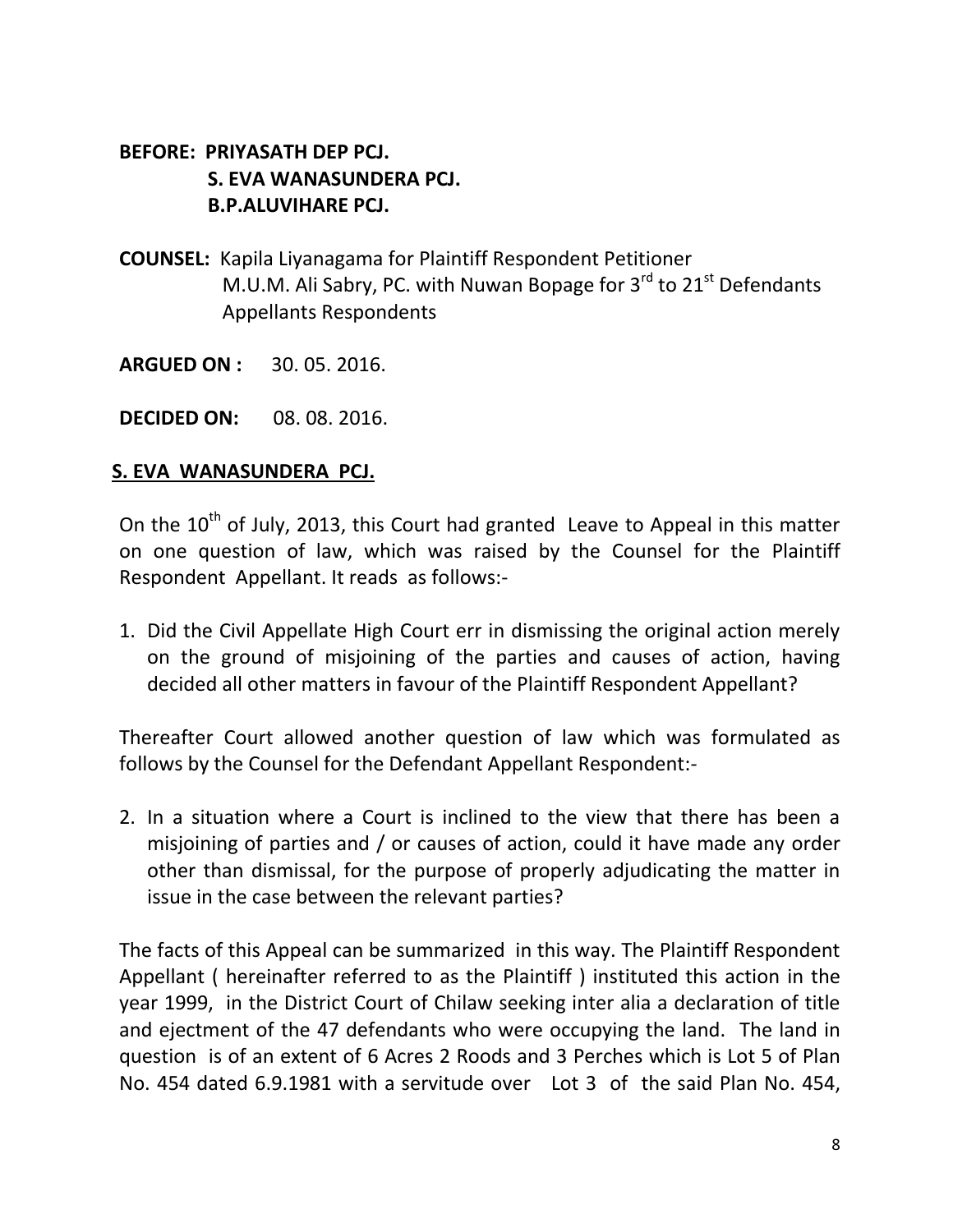**BEFORE: PRIYASATH DEP PCJ.**
**S. EVA WANASUNDERA PCJ.**
**B.P.ALUVIHARE PCJ.**

**COUNSEL:** Kapila Liyanagama for Plaintiff Respondent Petitioner
M.U.M. Ali Sabry, PC. with Nuwan Bopage for 3rd to 21st Defendants Appellants Respondents

**ARGUED ON :** 30. 05. 2016.

**DECIDED ON:** 08. 08. 2016.

**S. EVA WANASUNDERA PCJ.**

On the 10th of July, 2013, this Court had granted Leave to Appeal in this matter on one question of law, which was raised by the Counsel for the Plaintiff Respondent Appellant. It reads as follows:-

1. Did the Civil Appellate High Court err in dismissing the original action merely on the ground of misjoining of the parties and causes of action, having decided all other matters in favour of the Plaintiff Respondent Appellant?

Thereafter Court allowed another question of law which was formulated as follows by the Counsel for the Defendant Appellant Respondent:-

2. In a situation where a Court is inclined to the view that there has been a misjoining of parties and / or causes of action, could it have made any order other than dismissal, for the purpose of properly adjudicating the matter in issue in the case between the relevant parties?

The facts of this Appeal can be summarized in this way. The Plaintiff Respondent Appellant ( hereinafter referred to as the Plaintiff ) instituted this action in the year 1999, in the District Court of Chilaw seeking inter alia a declaration of title and ejectment of the 47 defendants who were occupying the land. The land in question is of an extent of 6 Acres 2 Roods and 3 Perches which is Lot 5 of Plan No. 454 dated 6.9.1981 with a servitude over Lot 3 of the said Plan No. 454,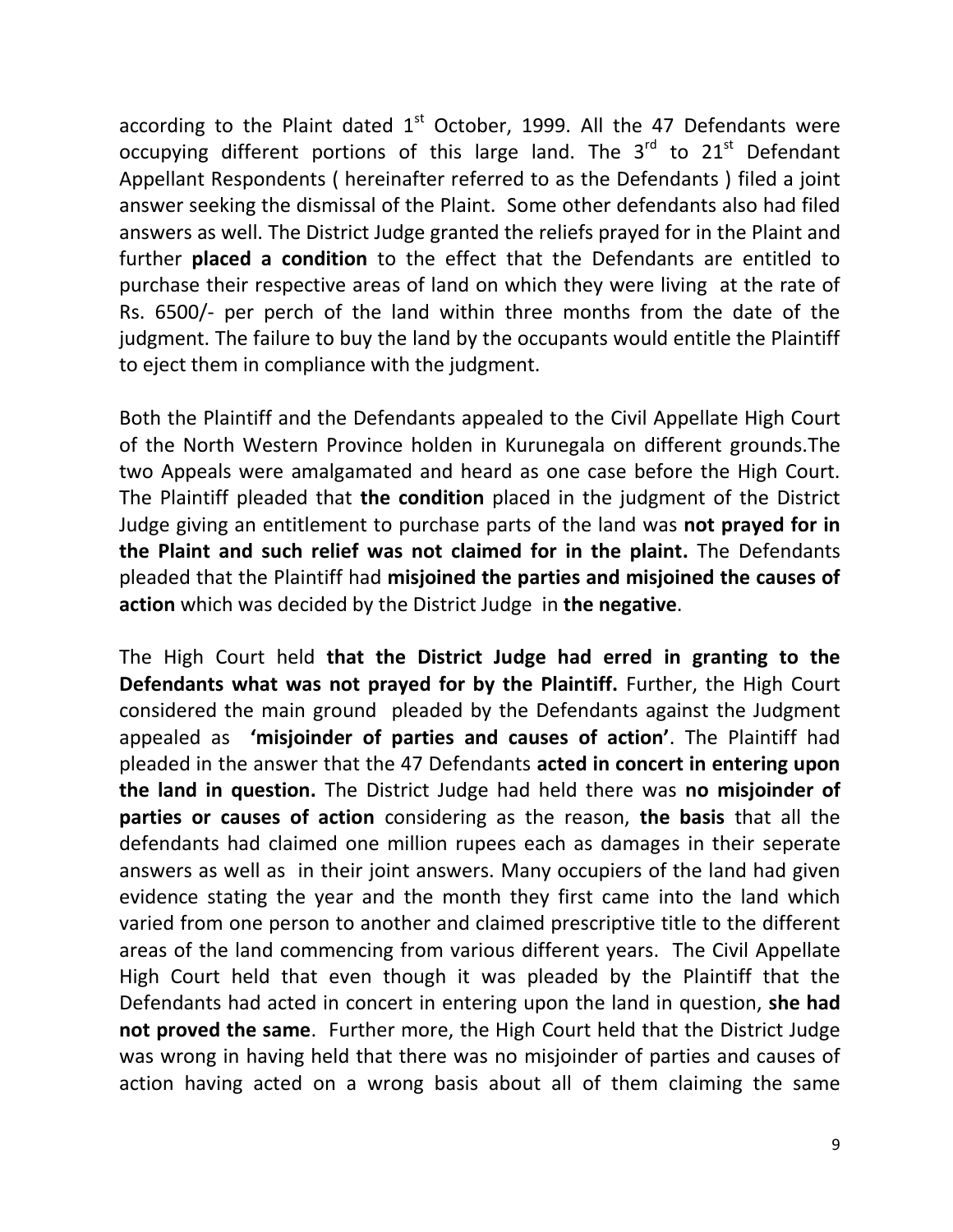according to the Plaint dated 1st October, 1999. All the 47 Defendants were occupying different portions of this large land. The 3rd to 21st Defendant Appellant Respondents ( hereinafter referred to as the Defendants ) filed a joint answer seeking the dismissal of the Plaint. Some other defendants also had filed answers as well. The District Judge granted the reliefs prayed for in the Plaint and further **placed a condition** to the effect that the Defendants are entitled to purchase their respective areas of land on which they were living at the rate of Rs. 6500/- per perch of the land within three months from the date of the judgment. The failure to buy the land by the occupants would entitle the Plaintiff to eject them in compliance with the judgment.

Both the Plaintiff and the Defendants appealed to the Civil Appellate High Court of the North Western Province holden in Kurunegala on different grounds.The two Appeals were amalgamated and heard as one case before the High Court. The Plaintiff pleaded that **the condition** placed in the judgment of the District Judge giving an entitlement to purchase parts of the land was **not prayed for in the Plaint and such relief was not claimed for in the plaint.** The Defendants pleaded that the Plaintiff had **misjoined the parties and misjoined the causes of action** which was decided by the District Judge in **the negative**.

The High Court held **that the District Judge had erred in granting to the Defendants what was not prayed for by the Plaintiff.** Further, the High Court considered the main ground pleaded by the Defendants against the Judgment appealed as **'misjoinder of parties and causes of action'**. The Plaintiff had pleaded in the answer that the 47 Defendants **acted in concert in entering upon the land in question.** The District Judge had held there was **no misjoinder of parties or causes of action** considering as the reason, **the basis** that all the defendants had claimed one million rupees each as damages in their seperate answers as well as in their joint answers. Many occupiers of the land had given evidence stating the year and the month they first came into the land which varied from one person to another and claimed prescriptive title to the different areas of the land commencing from various different years. The Civil Appellate High Court held that even though it was pleaded by the Plaintiff that the Defendants had acted in concert in entering upon the land in question, **she had not proved the same**. Further more, the High Court held that the District Judge was wrong in having held that there was no misjoinder of parties and causes of action having acted on a wrong basis about all of them claiming the same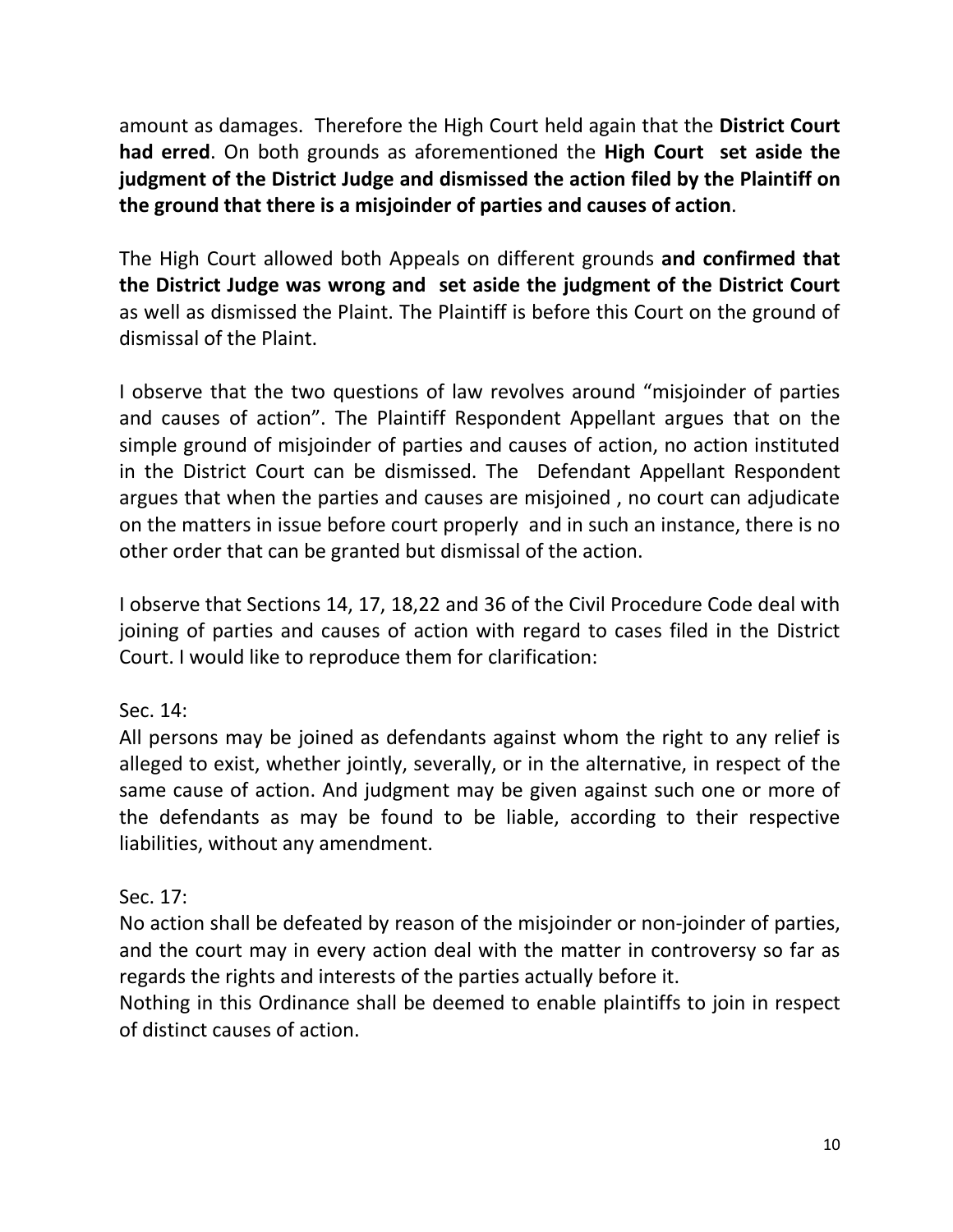amount as damages. Therefore the High Court held again that the **District Court had erred**. On both grounds as aforementioned the **High Court set aside the judgment of the District Judge and dismissed the action filed by the Plaintiff on the ground that there is a misjoinder of parties and causes of action**.

The High Court allowed both Appeals on different grounds **and confirmed that the District Judge was wrong and set aside the judgment of the District Court** as well as dismissed the Plaint. The Plaintiff is before this Court on the ground of dismissal of the Plaint.

I observe that the two questions of law revolves around "misjoinder of parties and causes of action". The Plaintiff Respondent Appellant argues that on the simple ground of misjoinder of parties and causes of action, no action instituted in the District Court can be dismissed. The Defendant Appellant Respondent argues that when the parties and causes are misjoined , no court can adjudicate on the matters in issue before court properly and in such an instance, there is no other order that can be granted but dismissal of the action.

I observe that Sections 14, 17, 18,22 and 36 of the Civil Procedure Code deal with joining of parties and causes of action with regard to cases filed in the District Court. I would like to reproduce them for clarification:

Sec. 14:
All persons may be joined as defendants against whom the right to any relief is alleged to exist, whether jointly, severally, or in the alternative, in respect of the same cause of action. And judgment may be given against such one or more of the defendants as may be found to be liable, according to their respective liabilities, without any amendment.

Sec. 17:
No action shall be defeated by reason of the misjoinder or non-joinder of parties, and the court may in every action deal with the matter in controversy so far as regards the rights and interests of the parties actually before it.
Nothing in this Ordinance shall be deemed to enable plaintiffs to join in respect of distinct causes of action.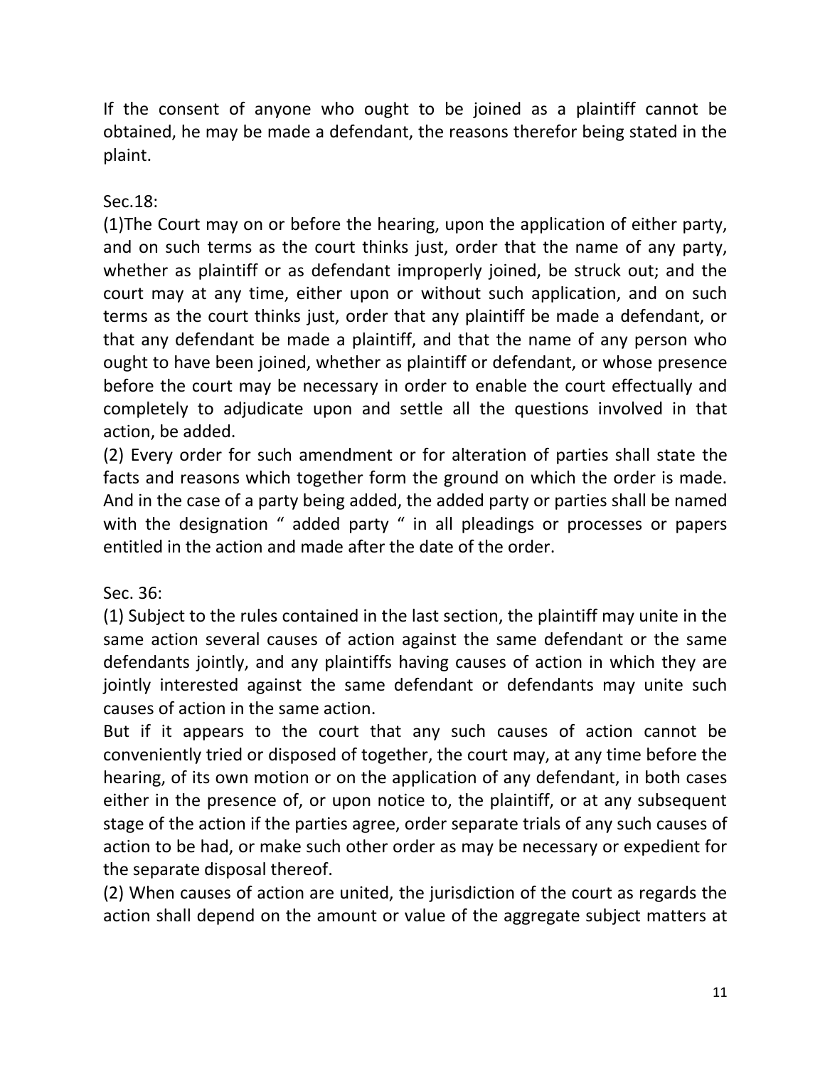If the consent of anyone who ought to be joined as a plaintiff cannot be obtained, he may be made a defendant, the reasons therefor being stated in the plaint.

Sec.18:

(1)The Court may on or before the hearing, upon the application of either party, and on such terms as the court thinks just, order that the name of any party, whether as plaintiff or as defendant improperly joined, be struck out; and the court may at any time, either upon or without such application, and on such terms as the court thinks just, order that any plaintiff be made a defendant, or that any defendant be made a plaintiff, and that the name of any person who ought to have been joined, whether as plaintiff or defendant, or whose presence before the court may be necessary in order to enable the court effectually and completely to adjudicate upon and settle all the questions involved in that action, be added.

(2) Every order for such amendment or for alteration of parties shall state the facts and reasons which together form the ground on which the order is made. And in the case of a party being added, the added party or parties shall be named with the designation " added party " in all pleadings or processes or papers entitled in the action and made after the date of the order.

Sec. 36:

(1) Subject to the rules contained in the last section, the plaintiff may unite in the same action several causes of action against the same defendant or the same defendants jointly, and any plaintiffs having causes of action in which they are jointly interested against the same defendant or defendants may unite such causes of action in the same action.

But if it appears to the court that any such causes of action cannot be conveniently tried or disposed of together, the court may, at any time before the hearing, of its own motion or on the application of any defendant, in both cases either in the presence of, or upon notice to, the plaintiff, or at any subsequent stage of the action if the parties agree, order separate trials of any such causes of action to be had, or make such other order as may be necessary or expedient for the separate disposal thereof.

(2) When causes of action are united, the jurisdiction of the court as regards the action shall depend on the amount or value of the aggregate subject matters at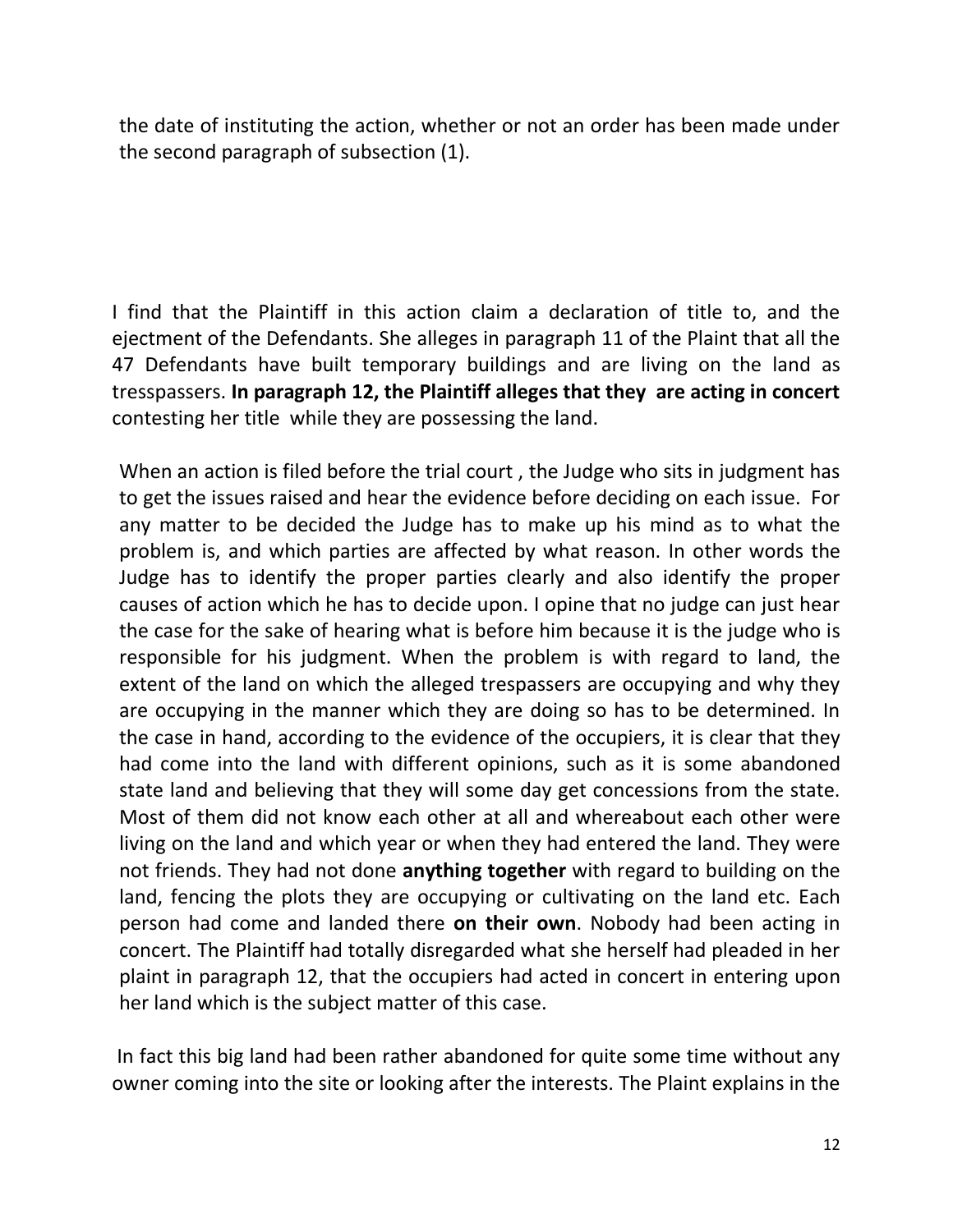the date of instituting the action, whether or not an order has been made under the second paragraph of subsection (1).

I find that the Plaintiff in this action claim a declaration of title to, and the ejectment of the Defendants. She alleges in paragraph 11 of the Plaint that all the 47 Defendants have built temporary buildings and are living on the land as tresspassers. **In paragraph 12, the Plaintiff alleges that they are acting in concert** contesting her title while they are possessing the land.

When an action is filed before the trial court , the Judge who sits in judgment has to get the issues raised and hear the evidence before deciding on each issue. For any matter to be decided the Judge has to make up his mind as to what the problem is, and which parties are affected by what reason. In other words the Judge has to identify the proper parties clearly and also identify the proper causes of action which he has to decide upon. I opine that no judge can just hear the case for the sake of hearing what is before him because it is the judge who is responsible for his judgment. When the problem is with regard to land, the extent of the land on which the alleged trespassers are occupying and why they are occupying in the manner which they are doing so has to be determined. In the case in hand, according to the evidence of the occupiers, it is clear that they had come into the land with different opinions, such as it is some abandoned state land and believing that they will some day get concessions from the state. Most of them did not know each other at all and whereabout each other were living on the land and which year or when they had entered the land. They were not friends. They had not done **anything together** with regard to building on the land, fencing the plots they are occupying or cultivating on the land etc. Each person had come and landed there **on their own**. Nobody had been acting in concert. The Plaintiff had totally disregarded what she herself had pleaded in her plaint in paragraph 12, that the occupiers had acted in concert in entering upon her land which is the subject matter of this case.

In fact this big land had been rather abandoned for quite some time without any owner coming into the site or looking after the interests. The Plaint explains in the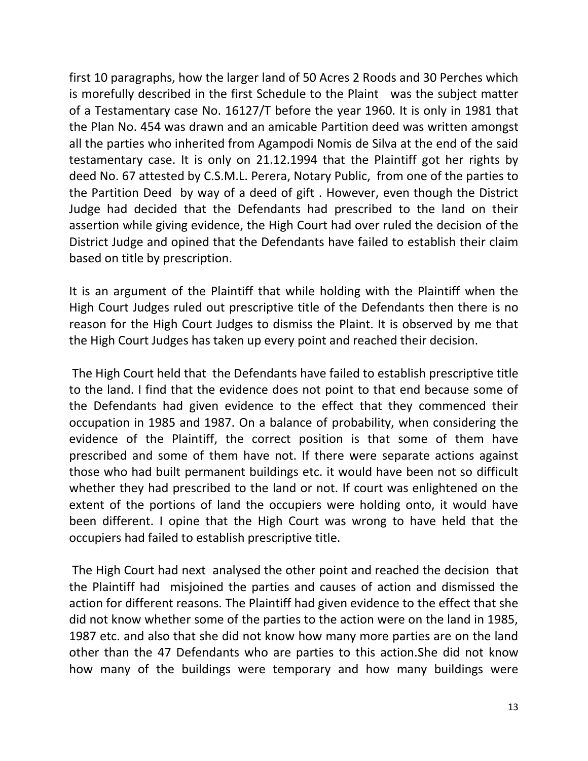first 10 paragraphs, how the larger land of 50 Acres 2 Roods and 30 Perches which is morefully described in the first Schedule to the Plaint was the subject matter of a Testamentary case No. 16127/T before the year 1960. It is only in 1981 that the Plan No. 454 was drawn and an amicable Partition deed was written amongst all the parties who inherited from Agampodi Nomis de Silva at the end of the said testamentary case. It is only on 21.12.1994 that the Plaintiff got her rights by deed No. 67 attested by C.S.M.L. Perera, Notary Public, from one of the parties to the Partition Deed by way of a deed of gift . However, even though the District Judge had decided that the Defendants had prescribed to the land on their assertion while giving evidence, the High Court had over ruled the decision of the District Judge and opined that the Defendants have failed to establish their claim based on title by prescription.

It is an argument of the Plaintiff that while holding with the Plaintiff when the High Court Judges ruled out prescriptive title of the Defendants then there is no reason for the High Court Judges to dismiss the Plaint. It is observed by me that the High Court Judges has taken up every point and reached their decision.

The High Court held that the Defendants have failed to establish prescriptive title to the land. I find that the evidence does not point to that end because some of the Defendants had given evidence to the effect that they commenced their occupation in 1985 and 1987. On a balance of probability, when considering the evidence of the Plaintiff, the correct position is that some of them have prescribed and some of them have not. If there were separate actions against those who had built permanent buildings etc. it would have been not so difficult whether they had prescribed to the land or not. If court was enlightened on the extent of the portions of land the occupiers were holding onto, it would have been different. I opine that the High Court was wrong to have held that the occupiers had failed to establish prescriptive title.

The High Court had next analysed the other point and reached the decision that the Plaintiff had misjoined the parties and causes of action and dismissed the action for different reasons. The Plaintiff had given evidence to the effect that she did not know whether some of the parties to the action were on the land in 1985, 1987 etc. and also that she did not know how many more parties are on the land other than the 47 Defendants who are parties to this action.She did not know how many of the buildings were temporary and how many buildings were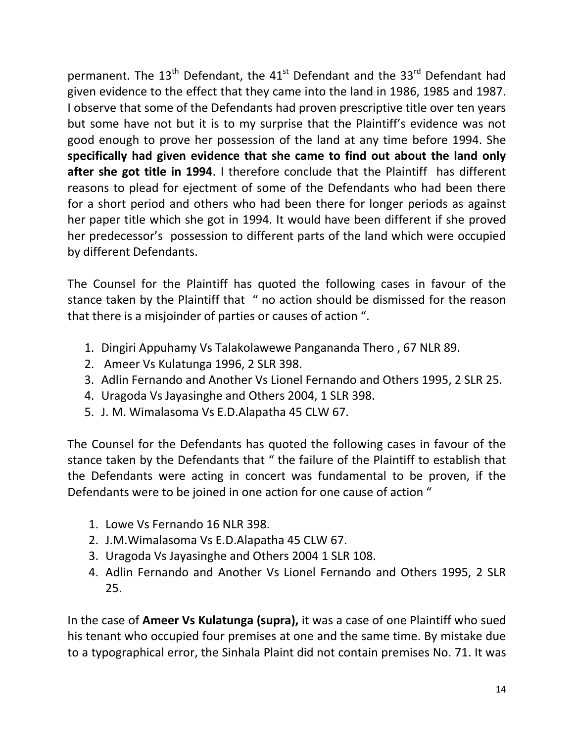permanent. The 13th Defendant, the 41st Defendant and the 33rd Defendant had given evidence to the effect that they came into the land in 1986, 1985 and 1987. I observe that some of the Defendants had proven prescriptive title over ten years but some have not but it is to my surprise that the Plaintiff's evidence was not good enough to prove her possession of the land at any time before 1994. She **specifically had given evidence that she came to find out about the land only after she got title in 1994**. I therefore conclude that the Plaintiff has different reasons to plead for ejectment of some of the Defendants who had been there for a short period and others who had been there for longer periods as against her paper title which she got in 1994. It would have been different if she proved her predecessor's possession to different parts of the land which were occupied by different Defendants.

The Counsel for the Plaintiff has quoted the following cases in favour of the stance taken by the Plaintiff that " no action should be dismissed for the reason that there is a misjoinder of parties or causes of action ".

1. Dingiri Appuhamy Vs Talakolawewe Pangananda Thero , 67 NLR 89.
2. Ameer Vs Kulatunga 1996, 2 SLR 398.
3. Adlin Fernando and Another Vs Lionel Fernando and Others 1995, 2 SLR 25.
4. Uragoda Vs Jayasinghe and Others 2004, 1 SLR 398.
5. J. M. Wimalasoma Vs E.D.Alapatha 45 CLW 67.

The Counsel for the Defendants has quoted the following cases in favour of the stance taken by the Defendants that " the failure of the Plaintiff to establish that the Defendants were acting in concert was fundamental to be proven, if the Defendants were to be joined in one action for one cause of action "

1. Lowe Vs Fernando 16 NLR 398.
2. J.M.Wimalasoma Vs E.D.Alapatha 45 CLW 67.
3. Uragoda Vs Jayasinghe and Others 2004 1 SLR 108.
4. Adlin Fernando and Another Vs Lionel Fernando and Others 1995, 2 SLR 25.

In the case of **Ameer Vs Kulatunga (supra),** it was a case of one Plaintiff who sued his tenant who occupied four premises at one and the same time. By mistake due to a typographical error, the Sinhala Plaint did not contain premises No. 71. It was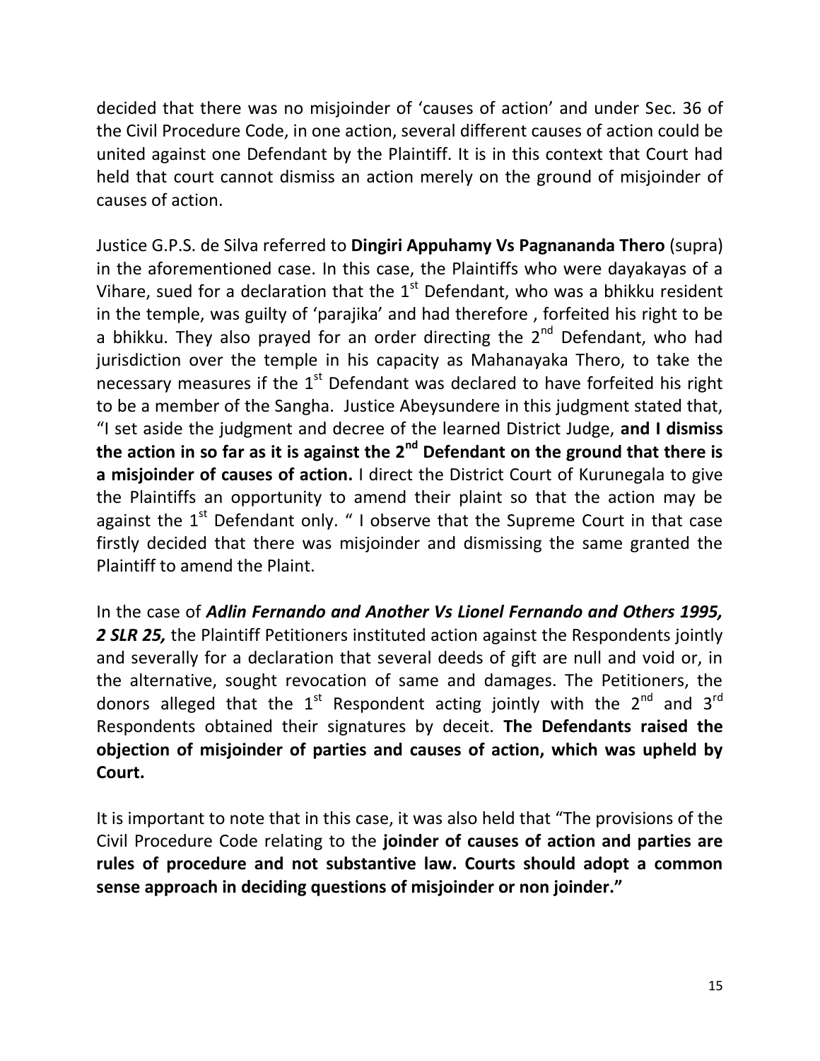decided that there was no misjoinder of 'causes of action' and under Sec. 36 of the Civil Procedure Code, in one action, several different causes of action could be united against one Defendant by the Plaintiff. It is in this context that Court had held that court cannot dismiss an action merely on the ground of misjoinder of causes of action.

Justice G.P.S. de Silva referred to **Dingiri Appuhamy Vs Pagnananda Thero** (supra) in the aforementioned case. In this case, the Plaintiffs who were dayakayas of a Vihare, sued for a declaration that the 1st Defendant, who was a bhikku resident in the temple, was guilty of 'parajika' and had therefore , forfeited his right to be a bhikku. They also prayed for an order directing the 2nd Defendant, who had jurisdiction over the temple in his capacity as Mahanayaka Thero, to take the necessary measures if the 1st Defendant was declared to have forfeited his right to be a member of the Sangha. Justice Abeysundere in this judgment stated that, "I set aside the judgment and decree of the learned District Judge, **and I dismiss the action in so far as it is against the 2nd Defendant on the ground that there is a misjoinder of causes of action.** I direct the District Court of Kurunegala to give the Plaintiffs an opportunity to amend their plaint so that the action may be against the 1st Defendant only. " I observe that the Supreme Court in that case firstly decided that there was misjoinder and dismissing the same granted the Plaintiff to amend the Plaint.

In the case of ***Adlin Fernando and Another Vs Lionel Fernando and Others 1995, 2 SLR 25,*** the Plaintiff Petitioners instituted action against the Respondents jointly and severally for a declaration that several deeds of gift are null and void or, in the alternative, sought revocation of same and damages. The Petitioners, the donors alleged that the 1st Respondent acting jointly with the 2nd and 3rd Respondents obtained their signatures by deceit. **The Defendants raised the objection of misjoinder of parties and causes of action, which was upheld by Court.**

It is important to note that in this case, it was also held that "The provisions of the Civil Procedure Code relating to the **joinder of causes of action and parties are rules of procedure and not substantive law. Courts should adopt a common sense approach in deciding questions of misjoinder or non joinder."**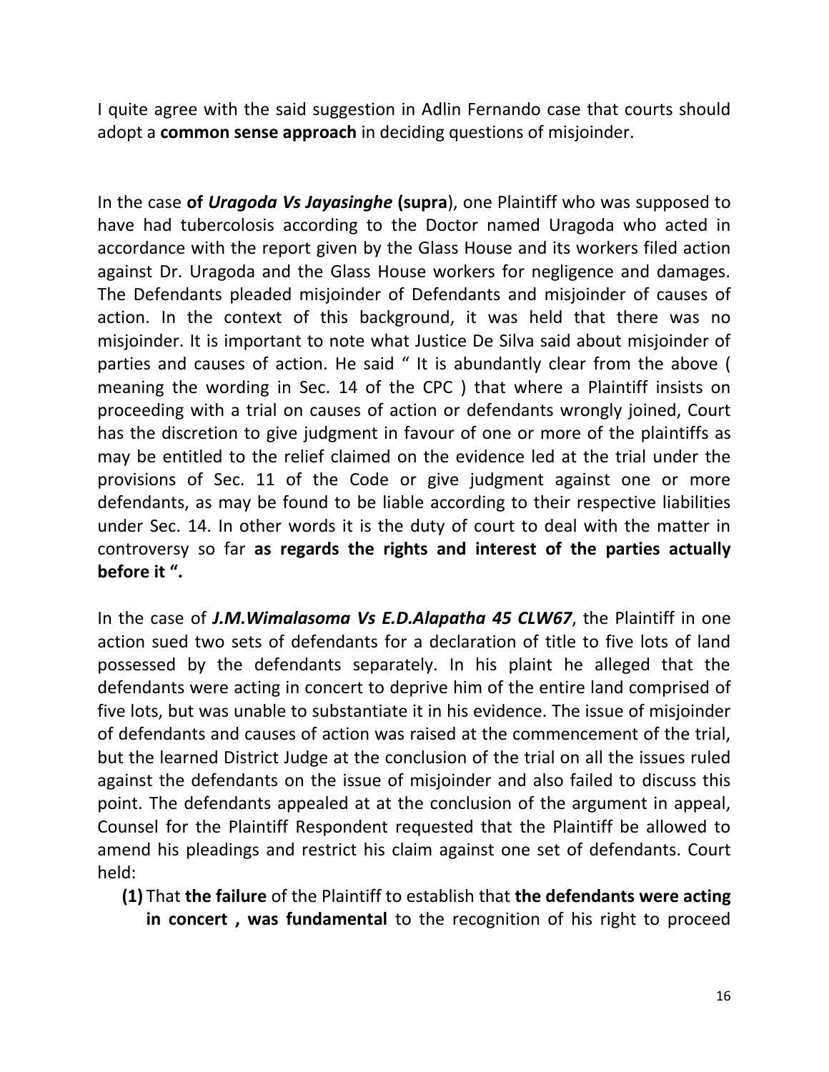I quite agree with the said suggestion in Adlin Fernando case that courts should adopt a **common sense approach** in deciding questions of misjoinder.

In the case **of *Uragoda Vs Jayasinghe* (supra**), one Plaintiff who was supposed to have had tubercolosis according to the Doctor named Uragoda who acted in accordance with the report given by the Glass House and its workers filed action against Dr. Uragoda and the Glass House workers for negligence and damages. The Defendants pleaded misjoinder of Defendants and misjoinder of causes of action. In the context of this background, it was held that there was no misjoinder. It is important to note what Justice De Silva said about misjoinder of parties and causes of action. He said " It is abundantly clear from the above ( meaning the wording in Sec. 14 of the CPC ) that where a Plaintiff insists on proceeding with a trial on causes of action or defendants wrongly joined, Court has the discretion to give judgment in favour of one or more of the plaintiffs as may be entitled to the relief claimed on the evidence led at the trial under the provisions of Sec. 11 of the Code or give judgment against one or more defendants, as may be found to be liable according to their respective liabilities under Sec. 14. In other words it is the duty of court to deal with the matter in controversy so far **as regards the rights and interest of the parties actually before it ".**

In the case of ***J.M.Wimalasoma Vs E.D.Alapatha 45 CLW67***, the Plaintiff in one action sued two sets of defendants for a declaration of title to five lots of land possessed by the defendants separately. In his plaint he alleged that the defendants were acting in concert to deprive him of the entire land comprised of five lots, but was unable to substantiate it in his evidence. The issue of misjoinder of defendants and causes of action was raised at the commencement of the trial, but the learned District Judge at the conclusion of the trial on all the issues ruled against the defendants on the issue of misjoinder and also failed to discuss this point. The defendants appealed at at the conclusion of the argument in appeal, Counsel for the Plaintiff Respondent requested that the Plaintiff be allowed to amend his pleadings and restrict his claim against one set of defendants. Court held:

**(1)** That **the failure** of the Plaintiff to establish that **the defendants were acting in concert , was fundamental** to the recognition of his right to proceed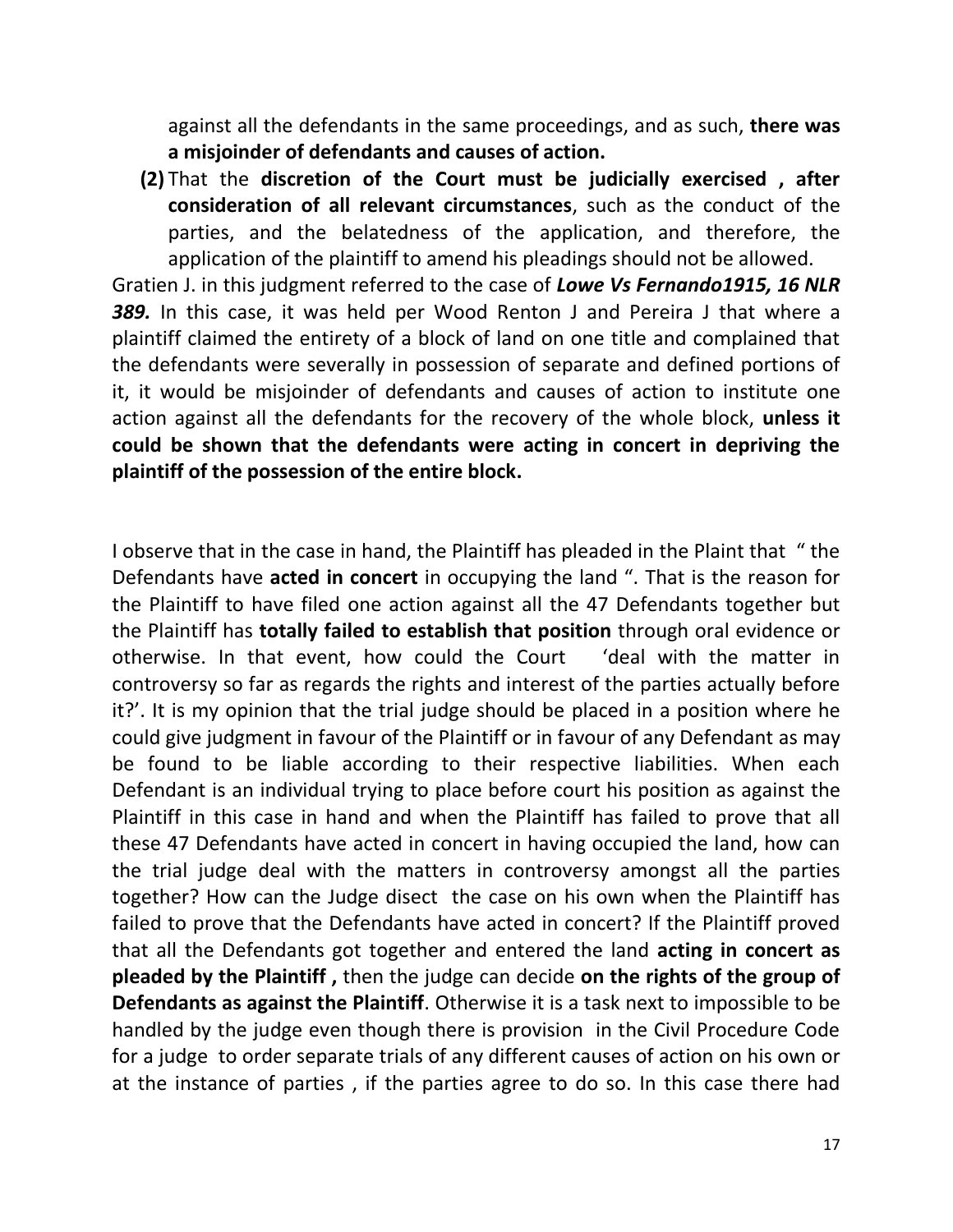against all the defendants in the same proceedings, and as such, **there was a misjoinder of defendants and causes of action.**

**(2)** That the **discretion of the Court must be judicially exercised , after consideration of all relevant circumstances**, such as the conduct of the parties, and the belatedness of the application, and therefore, the application of the plaintiff to amend his pleadings should not be allowed.

Gratien J. in this judgment referred to the case of ***Lowe Vs Fernando1915, 16 NLR 389.*** In this case, it was held per Wood Renton J and Pereira J that where a plaintiff claimed the entirety of a block of land on one title and complained that the defendants were severally in possession of separate and defined portions of it, it would be misjoinder of defendants and causes of action to institute one action against all the defendants for the recovery of the whole block, **unless it could be shown that the defendants were acting in concert in depriving the plaintiff of the possession of the entire block.**

I observe that in the case in hand, the Plaintiff has pleaded in the Plaint that " the Defendants have **acted in concert** in occupying the land ". That is the reason for the Plaintiff to have filed one action against all the 47 Defendants together but the Plaintiff has **totally failed to establish that position** through oral evidence or otherwise. In that event, how could the Court 'deal with the matter in controversy so far as regards the rights and interest of the parties actually before it?'. It is my opinion that the trial judge should be placed in a position where he could give judgment in favour of the Plaintiff or in favour of any Defendant as may be found to be liable according to their respective liabilities. When each Defendant is an individual trying to place before court his position as against the Plaintiff in this case in hand and when the Plaintiff has failed to prove that all these 47 Defendants have acted in concert in having occupied the land, how can the trial judge deal with the matters in controversy amongst all the parties together? How can the Judge disect the case on his own when the Plaintiff has failed to prove that the Defendants have acted in concert? If the Plaintiff proved that all the Defendants got together and entered the land **acting in concert as pleaded by the Plaintiff ,** then the judge can decide **on the rights of the group of Defendants as against the Plaintiff**. Otherwise it is a task next to impossible to be handled by the judge even though there is provision in the Civil Procedure Code for a judge to order separate trials of any different causes of action on his own or at the instance of parties , if the parties agree to do so. In this case there had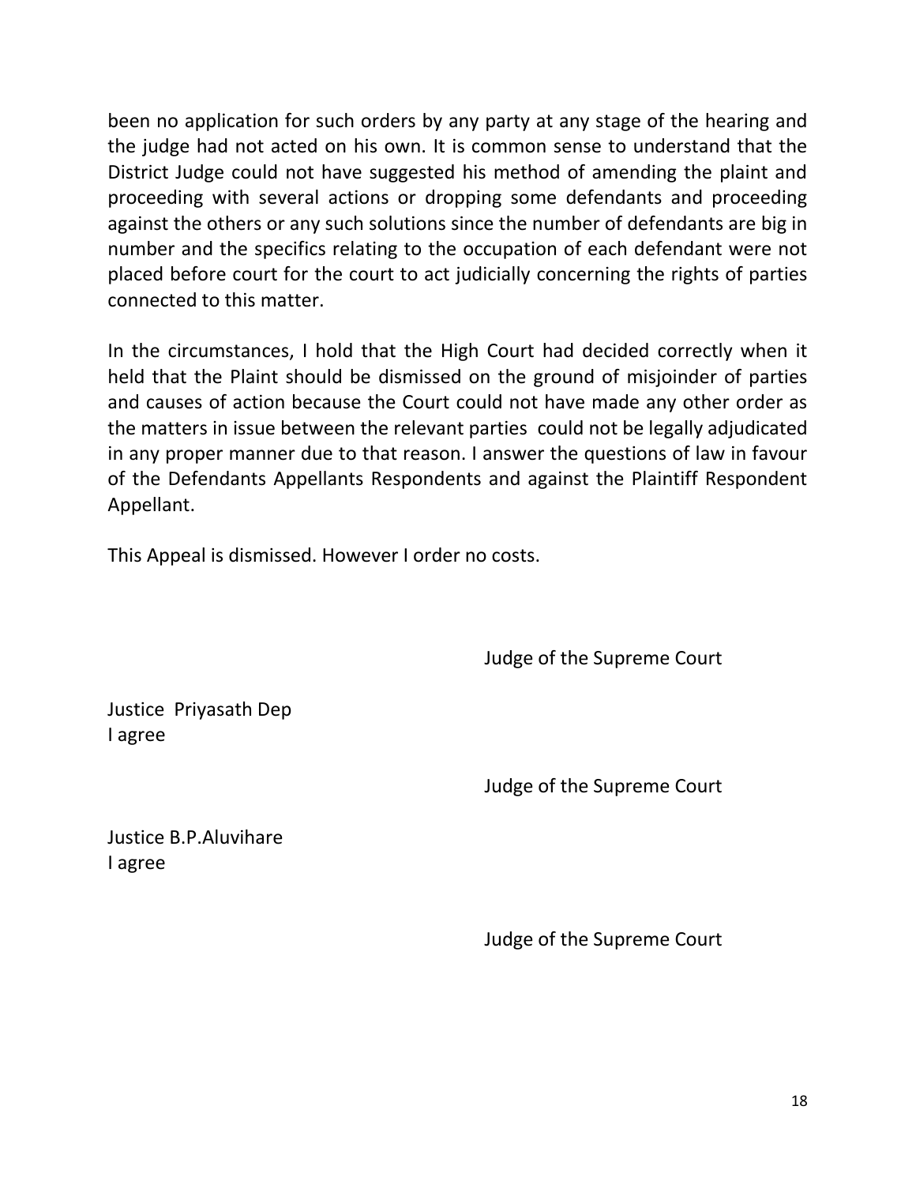been no application for such orders by any party at any stage of the hearing and the judge had not acted on his own. It is common sense to understand that the District Judge could not have suggested his method of amending the plaint and proceeding with several actions or dropping some defendants and proceeding against the others or any such solutions since the number of defendants are big in number and the specifics relating to the occupation of each defendant were not placed before court for the court to act judicially concerning the rights of parties connected to this matter.

In the circumstances, I hold that the High Court had decided correctly when it held that the Plaint should be dismissed on the ground of misjoinder of parties and causes of action because the Court could not have made any other order as the matters in issue between the relevant parties could not be legally adjudicated in any proper manner due to that reason. I answer the questions of law in favour of the Defendants Appellants Respondents and against the Plaintiff Respondent Appellant.

This Appeal is dismissed. However I order no costs.

Judge of the Supreme Court

Justice Priyasath Dep
I agree

Judge of the Supreme Court

Justice B.P.Aluvihare
I agree

Judge of the Supreme Court